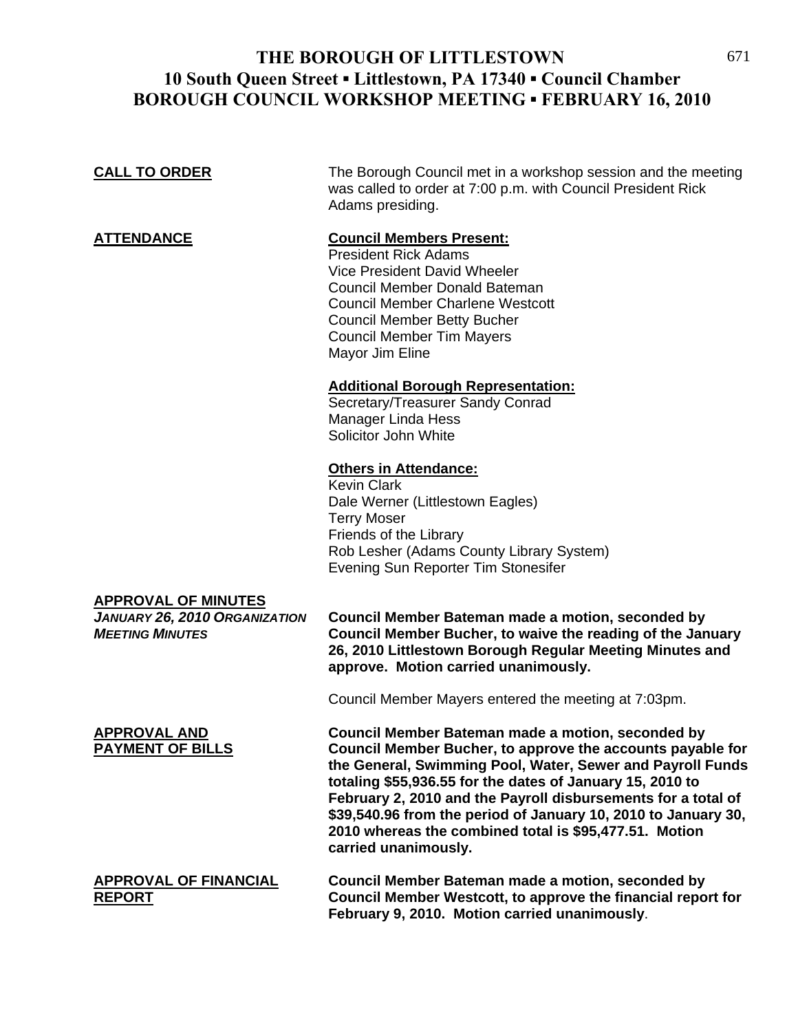# THE BOROUGH OF LITTLESTOWN
## 10 South Queen Street ▪ Littlestown, PA 17340 ▪ Council Chamber
## BOROUGH COUNCIL WORKSHOP MEETING ▪ FEBRUARY 16, 2010

**CALL TO ORDER**

The Borough Council met in a workshop session and the meeting was called to order at 7:00 p.m. with Council President Rick Adams presiding.

**ATTENDANCE**

**Council Members Present:**
President Rick Adams
Vice President David Wheeler
Council Member Donald Bateman
Council Member Charlene Westcott
Council Member Betty Bucher
Council Member Tim Mayers
Mayor Jim Eline

**Additional Borough Representation:**
Secretary/Treasurer Sandy Conrad
Manager Linda Hess
Solicitor John White

**Others in Attendance:**
Kevin Clark
Dale Werner (Littlestown Eagles)
Terry Moser
Friends of the Library
Rob Lesher (Adams County Library System)
Evening Sun Reporter Tim Stonesifer

**APPROVAL OF MINUTES**

***JANUARY 26, 2010 ORGANIZATION MEETING MINUTES***

**Council Member Bateman made a motion, seconded by Council Member Bucher, to waive the reading of the January 26, 2010 Littlestown Borough Regular Meeting Minutes and approve. Motion carried unanimously.**

Council Member Mayers entered the meeting at 7:03pm.

**APPROVAL AND PAYMENT OF BILLS**

**Council Member Bateman made a motion, seconded by Council Member Bucher, to approve the accounts payable for the General, Swimming Pool, Water, Sewer and Payroll Funds totaling $55,936.55 for the dates of January 15, 2010 to February 2, 2010 and the Payroll disbursements for a total of $39,540.96 from the period of January 10, 2010 to January 30, 2010 whereas the combined total is $95,477.51. Motion carried unanimously.**

**APPROVAL OF FINANCIAL REPORT**

**Council Member Bateman made a motion, seconded by Council Member Westcott, to approve the financial report for February 9, 2010. Motion carried unanimously**.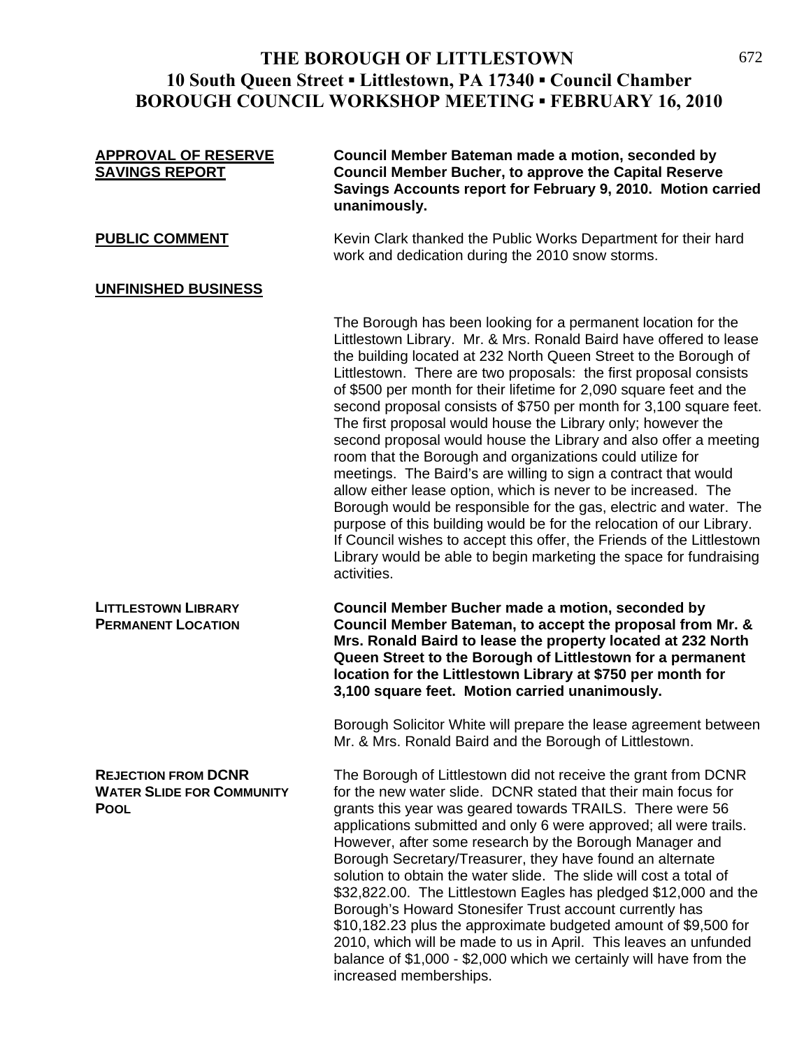# THE BOROUGH OF LITTLESTOWN
## 10 South Queen Street ▪ Littlestown, PA 17340 ▪ Council Chamber
## BOROUGH COUNCIL WORKSHOP MEETING ▪ FEBRUARY 16, 2010

**APPROVAL OF RESERVE SAVINGS REPORT**

**Council Member Bateman made a motion, seconded by Council Member Bucher, to approve the Capital Reserve Savings Accounts report for February 9, 2010. Motion carried unanimously.**

**PUBLIC COMMENT**

Kevin Clark thanked the Public Works Department for their hard work and dedication during the 2010 snow storms.

**UNFINISHED BUSINESS**

The Borough has been looking for a permanent location for the Littlestown Library. Mr. & Mrs. Ronald Baird have offered to lease the building located at 232 North Queen Street to the Borough of Littlestown. There are two proposals: the first proposal consists of $500 per month for their lifetime for 2,090 square feet and the second proposal consists of $750 per month for 3,100 square feet. The first proposal would house the Library only; however the second proposal would house the Library and also offer a meeting room that the Borough and organizations could utilize for meetings. The Baird's are willing to sign a contract that would allow either lease option, which is never to be increased. The Borough would be responsible for the gas, electric and water. The purpose of this building would be for the relocation of our Library. If Council wishes to accept this offer, the Friends of the Littlestown Library would be able to begin marketing the space for fundraising activities.

**LITTLESTOWN LIBRARY PERMANENT LOCATION**

**Council Member Bucher made a motion, seconded by Council Member Bateman, to accept the proposal from Mr. & Mrs. Ronald Baird to lease the property located at 232 North Queen Street to the Borough of Littlestown for a permanent location for the Littlestown Library at $750 per month for 3,100 square feet. Motion carried unanimously.**

Borough Solicitor White will prepare the lease agreement between Mr. & Mrs. Ronald Baird and the Borough of Littlestown.

**REJECTION FROM DCNR WATER SLIDE FOR COMMUNITY POOL**

The Borough of Littlestown did not receive the grant from DCNR for the new water slide. DCNR stated that their main focus for grants this year was geared towards TRAILS. There were 56 applications submitted and only 6 were approved; all were trails. However, after some research by the Borough Manager and Borough Secretary/Treasurer, they have found an alternate solution to obtain the water slide. The slide will cost a total of $32,822.00. The Littlestown Eagles has pledged $12,000 and the Borough's Howard Stonesifer Trust account currently has $10,182.23 plus the approximate budgeted amount of $9,500 for 2010, which will be made to us in April. This leaves an unfunded balance of $1,000 - $2,000 which we certainly will have from the increased memberships.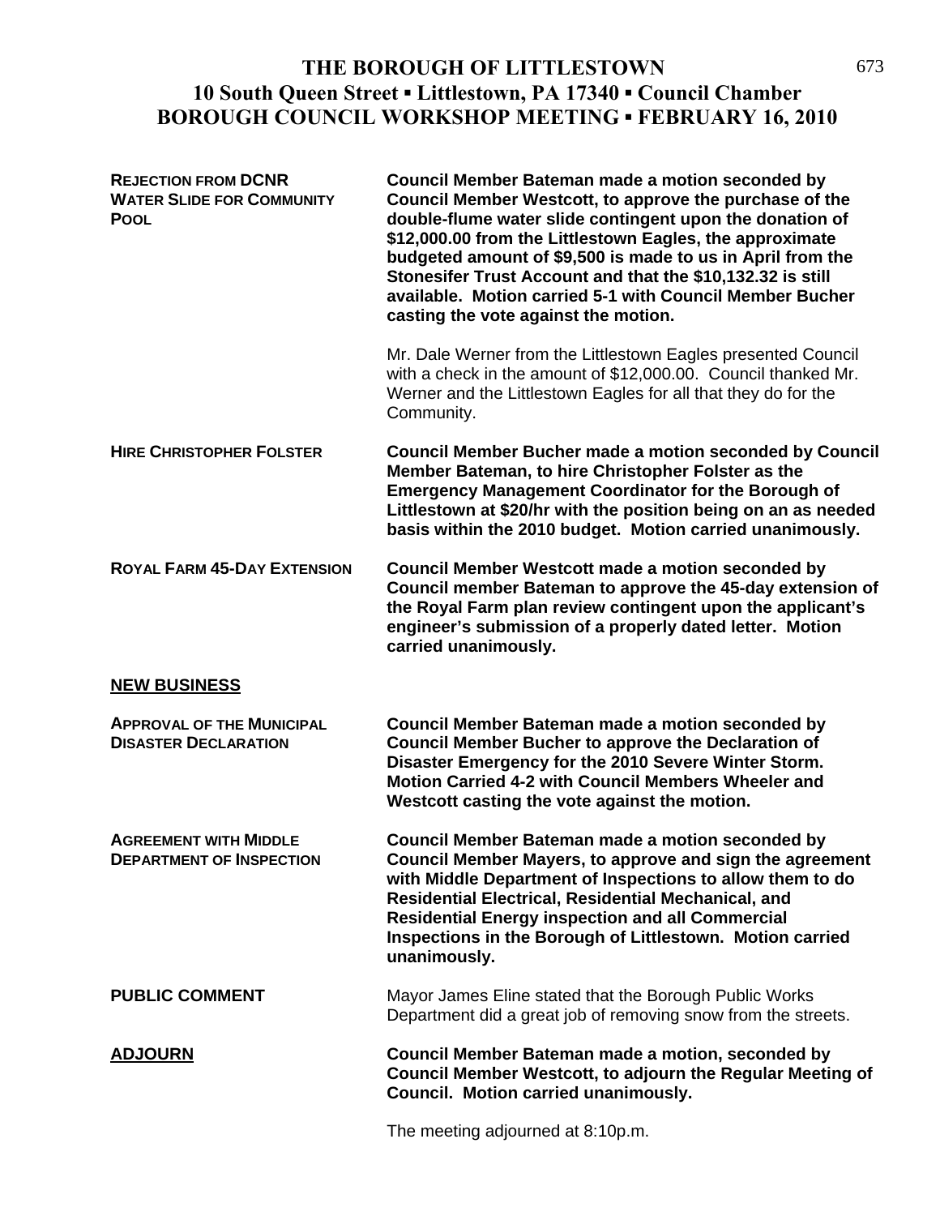# THE BOROUGH OF LITTLESTOWN
## 10 South Queen Street ▪ Littlestown, PA 17340 ▪ Council Chamber
## BOROUGH COUNCIL WORKSHOP MEETING ▪ FEBRUARY 16, 2010

**REJECTION FROM DCNR WATER SLIDE FOR COMMUNITY POOL**

**Council Member Bateman made a motion seconded by Council Member Westcott, to approve the purchase of the double-flume water slide contingent upon the donation of $12,000.00 from the Littlestown Eagles, the approximate budgeted amount of $9,500 is made to us in April from the Stonesifer Trust Account and that the $10,132.32 is still available. Motion carried 5-1 with Council Member Bucher casting the vote against the motion.**

Mr. Dale Werner from the Littlestown Eagles presented Council with a check in the amount of $12,000.00. Council thanked Mr. Werner and the Littlestown Eagles for all that they do for the Community.

**HIRE CHRISTOPHER FOLSTER**

**Council Member Bucher made a motion seconded by Council Member Bateman, to hire Christopher Folster as the Emergency Management Coordinator for the Borough of Littlestown at $20/hr with the position being on an as needed basis within the 2010 budget. Motion carried unanimously.**

**ROYAL FARM 45-DAY EXTENSION**

**Council Member Westcott made a motion seconded by Council member Bateman to approve the 45-day extension of the Royal Farm plan review contingent upon the applicant's engineer's submission of a properly dated letter. Motion carried unanimously.**

**NEW BUSINESS**

**APPROVAL OF THE MUNICIPAL DISASTER DECLARATION**

**Council Member Bateman made a motion seconded by Council Member Bucher to approve the Declaration of Disaster Emergency for the 2010 Severe Winter Storm. Motion Carried 4-2 with Council Members Wheeler and Westcott casting the vote against the motion.**

**AGREEMENT WITH MIDDLE DEPARTMENT OF INSPECTION**

**Council Member Bateman made a motion seconded by Council Member Mayers, to approve and sign the agreement with Middle Department of Inspections to allow them to do Residential Electrical, Residential Mechanical, and Residential Energy inspection and all Commercial Inspections in the Borough of Littlestown. Motion carried unanimously.**

**PUBLIC COMMENT**

Mayor James Eline stated that the Borough Public Works Department did a great job of removing snow from the streets.

**ADJOURN**

**Council Member Bateman made a motion, seconded by Council Member Westcott, to adjourn the Regular Meeting of Council. Motion carried unanimously.**

The meeting adjourned at 8:10p.m.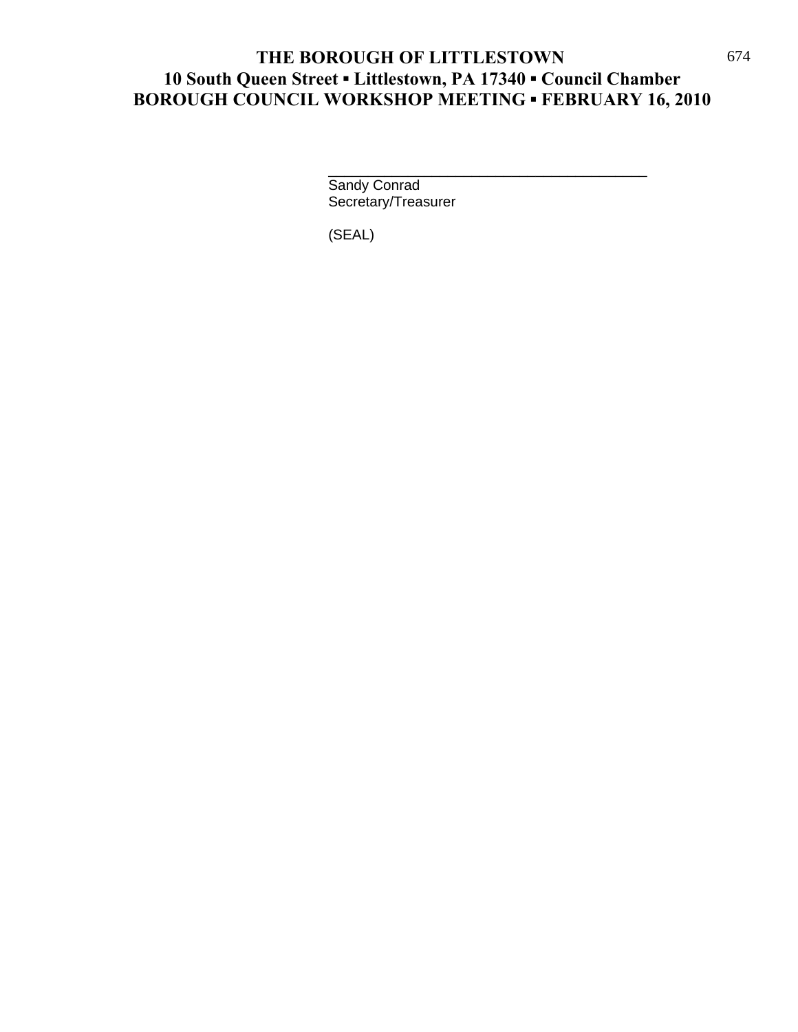\_\_\_\_\_\_\_\_\_\_\_\_\_\_\_\_\_\_\_\_\_\_\_\_\_\_\_\_\_\_\_\_\_\_\_\_\_\_\_\_

Sandy Conrad
Secretary/Treasurer

(SEAL)